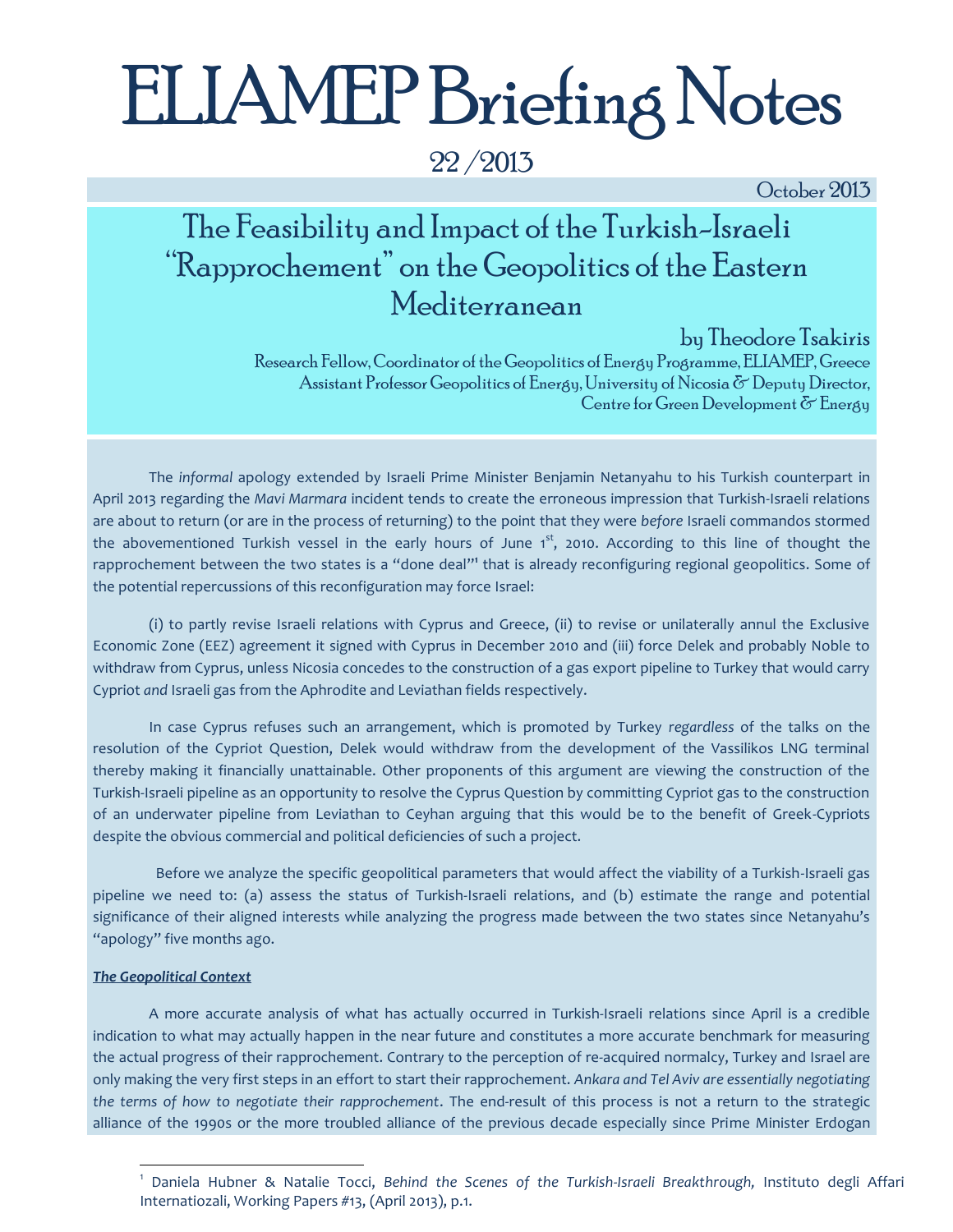# ELIAMEP Briefing Notes

22 /2013

October 2013

## The Feasibility and Impact of the Turkish-Israeli "Rapprochement" on the Geopolitics of the Eastern Mediterranean

by Theodore Tsakiris

Research Fellow, Coordinator of the Geopolitics of Energy Programme, ELIAMEP, Greece
Assistant Professor Geopolitics of Energy, University of Nicosia & Deputy Director, Centre for Green Development & Energy

The *informal* apology extended by Israeli Prime Minister Benjamin Netanyahu to his Turkish counterpart in April 2013 regarding the *Mavi Marmara* incident tends to create the erroneous impression that Turkish-Israeli relations are about to return (or are in the process of returning) to the point that they were *before* Israeli commandos stormed the abovementioned Turkish vessel in the early hours of June 1st, 2010. According to this line of thought the rapprochement between the two states is a "done deal"[1] that is already reconfiguring regional geopolitics. Some of the potential repercussions of this reconfiguration may force Israel:

(i) to partly revise Israeli relations with Cyprus and Greece, (ii) to revise or unilaterally annul the Exclusive Economic Zone (EEZ) agreement it signed with Cyprus in December 2010 and (iii) force Delek and probably Noble to withdraw from Cyprus, unless Nicosia concedes to the construction of a gas export pipeline to Turkey that would carry Cypriot *and* Israeli gas from the Aphrodite and Leviathan fields respectively.

In case Cyprus refuses such an arrangement, which is promoted by Turkey *regardless* of the talks on the resolution of the Cypriot Question, Delek would withdraw from the development of the Vassilikos LNG terminal thereby making it financially unattainable. Other proponents of this argument are viewing the construction of the Turkish-Israeli pipeline as an opportunity to resolve the Cyprus Question by committing Cypriot gas to the construction of an underwater pipeline from Leviathan to Ceyhan arguing that this would be to the benefit of Greek-Cypriots despite the obvious commercial and political deficiencies of such a project.

Before we analyze the specific geopolitical parameters that would affect the viability of a Turkish-Israeli gas pipeline we need to: (a) assess the status of Turkish-Israeli relations, and (b) estimate the range and potential significance of their aligned interests while analyzing the progress made between the two states since Netanyahu's "apology" five months ago.

***The Geopolitical Context***

A more accurate analysis of what has actually occurred in Turkish-Israeli relations since April is a credible indication to what may actually happen in the near future and constitutes a more accurate benchmark for measuring the actual progress of their rapprochement. Contrary to the perception of re-acquired normalcy, Turkey and Israel are only making the very first steps in an effort to start their rapprochement. *Ankara and Tel Aviv are essentially negotiating the terms of how to negotiate their rapprochement*. The end-result of this process is not a return to the strategic alliance of the 1990s or the more troubled alliance of the previous decade especially since Prime Minister Erdogan

[1] Daniela Hubner & Natalie Tocci, *Behind the Scenes of the Turkish-Israeli Breakthrough,* Instituto degli Affari Internatiozali, Working Papers #13, (April 2013), p.1.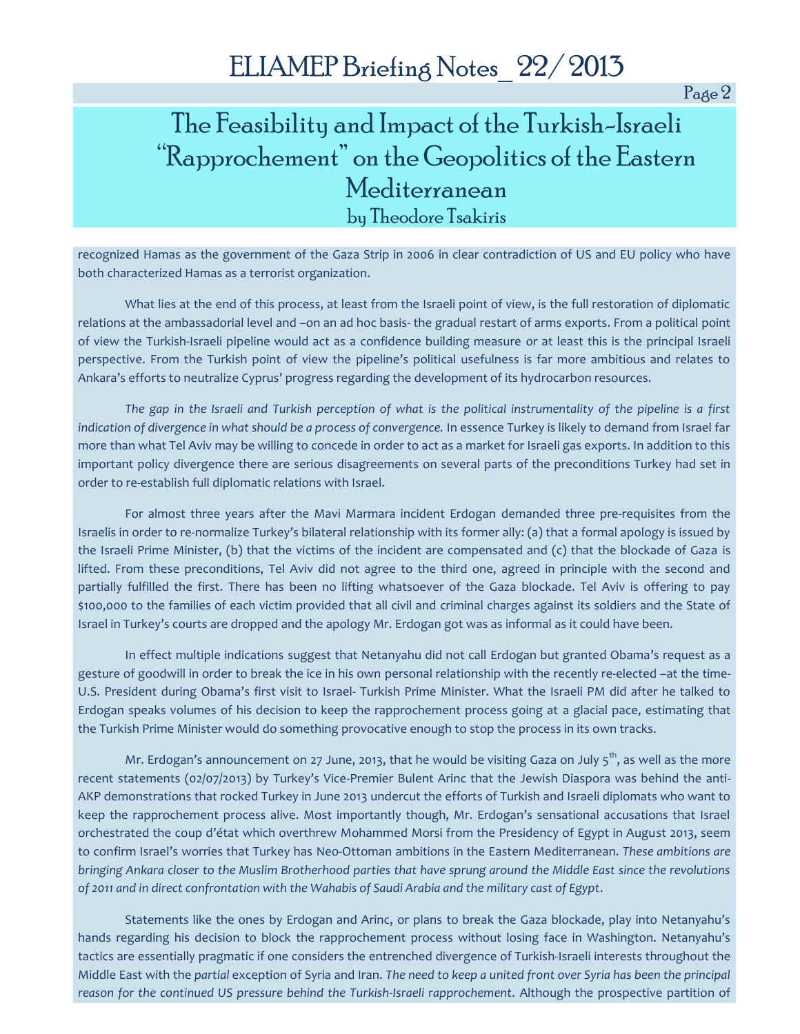recognized Hamas as the government of the Gaza Strip in 2006 in clear contradiction of US and EU policy who have both characterized Hamas as a terrorist organization.

What lies at the end of this process, at least from the Israeli point of view, is the full restoration of diplomatic relations at the ambassadorial level and –on an ad hoc basis- the gradual restart of arms exports. From a political point of view the Turkish-Israeli pipeline would act as a confidence building measure or at least this is the principal Israeli perspective. From the Turkish point of view the pipeline's political usefulness is far more ambitious and relates to Ankara's efforts to neutralize Cyprus' progress regarding the development of its hydrocarbon resources.

*The gap in the Israeli and Turkish perception of what is the political instrumentality of the pipeline is a first indication of divergence in what should be a process of convergence.* In essence Turkey is likely to demand from Israel far more than what Tel Aviv may be willing to concede in order to act as a market for Israeli gas exports. In addition to this important policy divergence there are serious disagreements on several parts of the preconditions Turkey had set in order to re-establish full diplomatic relations with Israel.

For almost three years after the Mavi Marmara incident Erdogan demanded three pre-requisites from the Israelis in order to re-normalize Turkey's bilateral relationship with its former ally: (a) that a formal apology is issued by the Israeli Prime Minister, (b) that the victims of the incident are compensated and (c) that the blockade of Gaza is lifted. From these preconditions, Tel Aviv did not agree to the third one, agreed in principle with the second and partially fulfilled the first. There has been no lifting whatsoever of the Gaza blockade. Tel Aviv is offering to pay $100,000 to the families of each victim provided that all civil and criminal charges against its soldiers and the State of Israel in Turkey's courts are dropped and the apology Mr. Erdogan got was as informal as it could have been.

In effect multiple indications suggest that Netanyahu did not call Erdogan but granted Obama's request as a gesture of goodwill in order to break the ice in his own personal relationship with the recently re-elected –at the time- U.S. President during Obama's first visit to Israel- Turkish Prime Minister. What the Israeli PM did after he talked to Erdogan speaks volumes of his decision to keep the rapprochement process going at a glacial pace, estimating that the Turkish Prime Minister would do something provocative enough to stop the process in its own tracks.

Mr. Erdogan's announcement on 27 June, 2013, that he would be visiting Gaza on July 5th, as well as the more recent statements (02/07/2013) by Turkey's Vice-Premier Bulent Arinc that the Jewish Diaspora was behind the anti-AKP demonstrations that rocked Turkey in June 2013 undercut the efforts of Turkish and Israeli diplomats who want to keep the rapprochement process alive. Most importantly though, Mr. Erdogan's sensational accusations that Israel orchestrated the coup d'état which overthrew Mohammed Morsi from the Presidency of Egypt in August 2013, seem to confirm Israel's worries that Turkey has Neo-Ottoman ambitions in the Eastern Mediterranean. *These ambitions are bringing Ankara closer to the Muslim Brotherhood parties that have sprung around the Middle East since the revolutions of 2011 and in direct confrontation with the Wahabis of Saudi Arabia and the military cast of Egypt*.

Statements like the ones by Erdogan and Arinc, or plans to break the Gaza blockade, play into Netanyahu's hands regarding his decision to block the rapprochement process without losing face in Washington. Netanyahu's tactics are essentially pragmatic if one considers the entrenched divergence of Turkish-Israeli interests throughout the Middle East with the *partial* exception of Syria and Iran. *The need to keep a united front over Syria has been the principal reason for the continued US pressure behind the Turkish-Israeli rapprochement*. Although the prospective partition of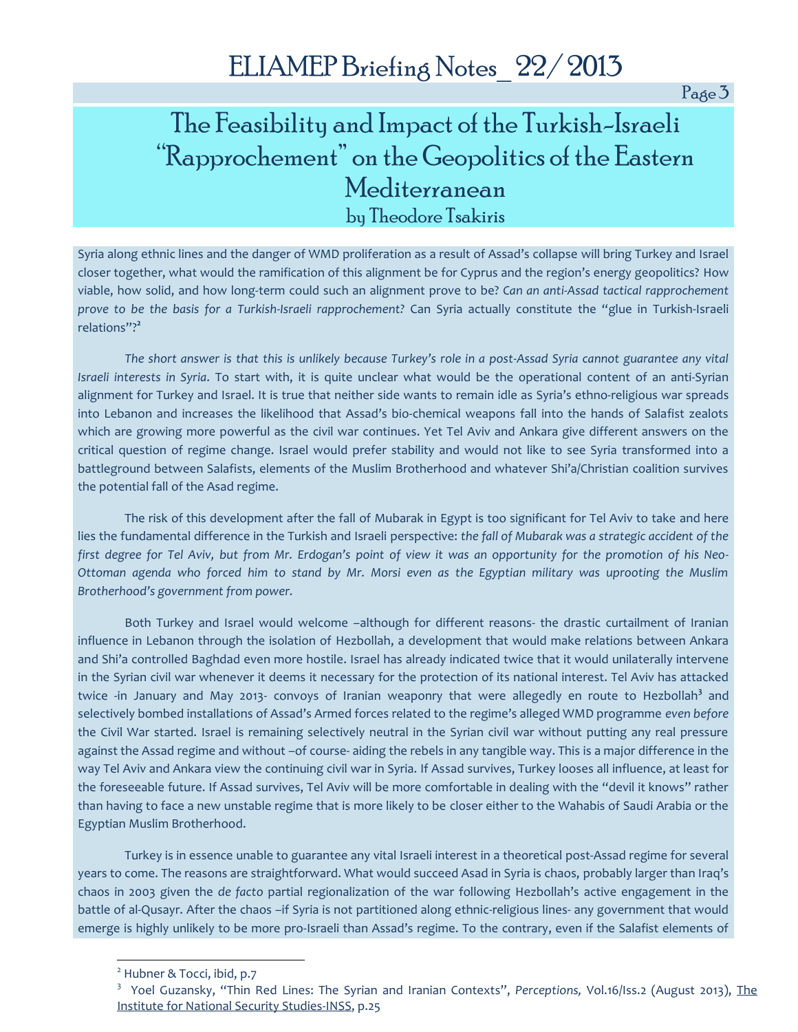Syria along ethnic lines and the danger of WMD proliferation as a result of Assad's collapse will bring Turkey and Israel closer together, what would the ramification of this alignment be for Cyprus and the region's energy geopolitics? How viable, how solid, and how long-term could such an alignment prove to be? *Can an anti-Assad tactical rapprochement prove to be the basis for a Turkish-Israeli rapprochement?* Can Syria actually constitute the "glue in Turkish-Israeli relations"?[2]

*The short answer is that this is unlikely because Turkey's role in a post-Assad Syria cannot guarantee any vital Israeli interests in Syria*. To start with, it is quite unclear what would be the operational content of an anti-Syrian alignment for Turkey and Israel. It is true that neither side wants to remain idle as Syria's ethno-religious war spreads into Lebanon and increases the likelihood that Assad's bio-chemical weapons fall into the hands of Salafist zealots which are growing more powerful as the civil war continues. Yet Tel Aviv and Ankara give different answers on the critical question of regime change. Israel would prefer stability and would not like to see Syria transformed into a battleground between Salafists, elements of the Muslim Brotherhood and whatever Shi'a/Christian coalition survives the potential fall of the Asad regime.

The risk of this development after the fall of Mubarak in Egypt is too significant for Tel Aviv to take and here lies the fundamental difference in the Turkish and Israeli perspective: *the fall of Mubarak was a strategic accident of the first degree for Tel Aviv, but from Mr. Erdogan's point of view it was an opportunity for the promotion of his Neo-Ottoman agenda who forced him to stand by Mr. Morsi even as the Egyptian military was uprooting the Muslim Brotherhood's government from power.*

Both Turkey and Israel would welcome –although for different reasons- the drastic curtailment of Iranian influence in Lebanon through the isolation of Hezbollah, a development that would make relations between Ankara and Shi'a controlled Baghdad even more hostile. Israel has already indicated twice that it would unilaterally intervene in the Syrian civil war whenever it deems it necessary for the protection of its national interest. Tel Aviv has attacked twice -in January and May 2013- convoys of Iranian weaponry that were allegedly en route to Hezbollah[3] and selectively bombed installations of Assad's Armed forces related to the regime's alleged WMD programme *even before* the Civil War started. Israel is remaining selectively neutral in the Syrian civil war without putting any real pressure against the Assad regime and without –of course- aiding the rebels in any tangible way. This is a major difference in the way Tel Aviv and Ankara view the continuing civil war in Syria. If Assad survives, Turkey looses all influence, at least for the foreseeable future. If Assad survives, Tel Aviv will be more comfortable in dealing with the "devil it knows" rather than having to face a new unstable regime that is more likely to be closer either to the Wahabis of Saudi Arabia or the Egyptian Muslim Brotherhood.

Turkey is in essence unable to guarantee any vital Israeli interest in a theoretical post-Assad regime for several years to come. The reasons are straightforward. What would succeed Asad in Syria is chaos, probably larger than Iraq's chaos in 2003 given the *de facto* partial regionalization of the war following Hezbollah's active engagement in the battle of al-Qusayr. After the chaos –if Syria is not partitioned along ethnic-religious lines- any government that would emerge is highly unlikely to be more pro-Israeli than Assad's regime. To the contrary, even if the Salafist elements of

[2] Hubner & Tocci, ibid, p.7

[3] Yoel Guzansky, "Thin Red Lines: The Syrian and Iranian Contexts", *Perceptions,* Vol.16/Iss.2 (August 2013), The Institute for National Security Studies-INSS, p.25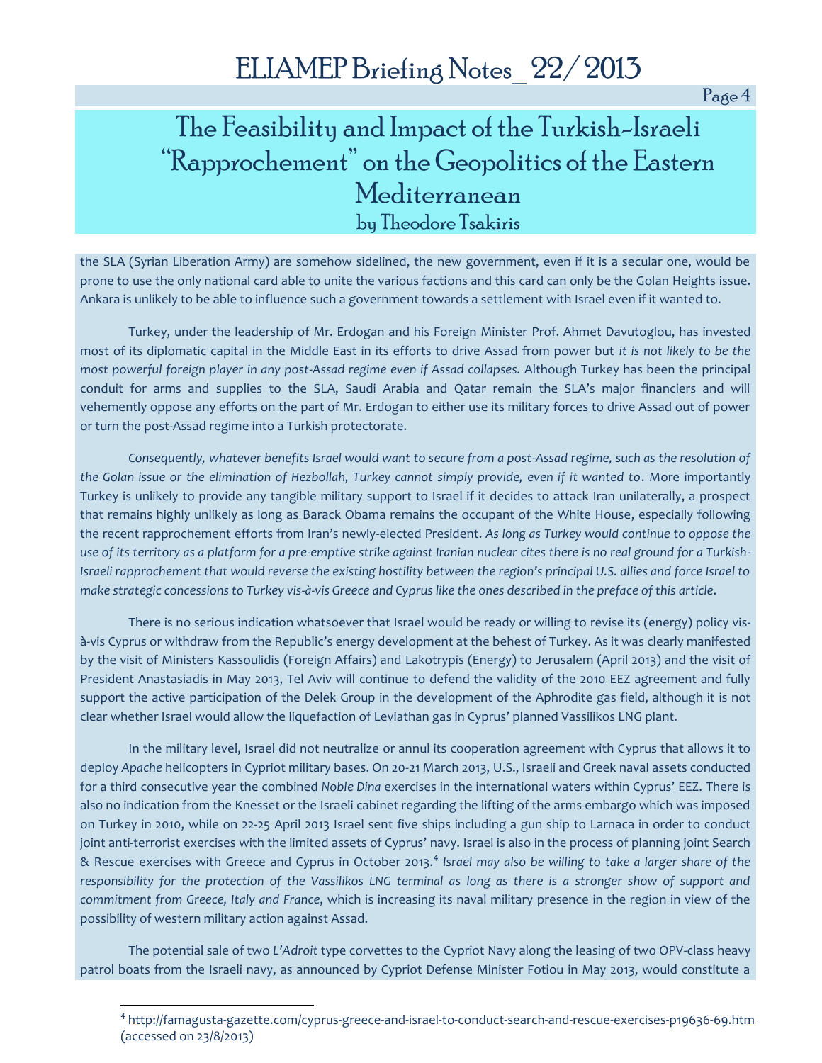the SLA (Syrian Liberation Army) are somehow sidelined, the new government, even if it is a secular one, would be prone to use the only national card able to unite the various factions and this card can only be the Golan Heights issue. Ankara is unlikely to be able to influence such a government towards a settlement with Israel even if it wanted to.

Turkey, under the leadership of Mr. Erdogan and his Foreign Minister Prof. Ahmet Davutoglou, has invested most of its diplomatic capital in the Middle East in its efforts to drive Assad from power but *it is not likely to be the most powerful foreign player in any post-Assad regime even if Assad collapses.* Although Turkey has been the principal conduit for arms and supplies to the SLA, Saudi Arabia and Qatar remain the SLA's major financiers and will vehemently oppose any efforts on the part of Mr. Erdogan to either use its military forces to drive Assad out of power or turn the post-Assad regime into a Turkish protectorate.

*Consequently, whatever benefits Israel would want to secure from a post-Assad regime, such as the resolution of the Golan issue or the elimination of Hezbollah, Turkey cannot simply provide, even if it wanted to*. More importantly Turkey is unlikely to provide any tangible military support to Israel if it decides to attack Iran unilaterally, a prospect that remains highly unlikely as long as Barack Obama remains the occupant of the White House, especially following the recent rapprochement efforts from Iran's newly-elected President. *As long as Turkey would continue to oppose the use of its territory as a platform for a pre-emptive strike against Iranian nuclear cites there is no real ground for a Turkish-Israeli rapprochement that would reverse the existing hostility between the region's principal U.S. allies and force Israel to make strategic concessions to Turkey vis-à-vis Greece and Cyprus like the ones described in the preface of this article*.

There is no serious indication whatsoever that Israel would be ready or willing to revise its (energy) policy vis-à-vis Cyprus or withdraw from the Republic's energy development at the behest of Turkey. As it was clearly manifested by the visit of Ministers Kassoulidis (Foreign Affairs) and Lakotrypis (Energy) to Jerusalem (April 2013) and the visit of President Anastasiadis in May 2013, Tel Aviv will continue to defend the validity of the 2010 EEZ agreement and fully support the active participation of the Delek Group in the development of the Aphrodite gas field, although it is not clear whether Israel would allow the liquefaction of Leviathan gas in Cyprus' planned Vassilikos LNG plant.

In the military level, Israel did not neutralize or annul its cooperation agreement with Cyprus that allows it to deploy *Apache* helicopters in Cypriot military bases. On 20-21 March 2013, U.S., Israeli and Greek naval assets conducted for a third consecutive year the combined *Noble Dina* exercises in the international waters within Cyprus' EEZ. There is also no indication from the Knesset or the Israeli cabinet regarding the lifting of the arms embargo which was imposed on Turkey in 2010, while on 22-25 April 2013 Israel sent five ships including a gun ship to Larnaca in order to conduct joint anti-terrorist exercises with the limited assets of Cyprus' navy. Israel is also in the process of planning joint Search & Rescue exercises with Greece and Cyprus in October 2013.[4] *Israel may also be willing to take a larger share of the responsibility for the protection of the Vassilikos LNG terminal as long as there is a stronger show of support and commitment from Greece, Italy and France,* which is increasing its naval military presence in the region in view of the possibility of western military action against Assad.

The potential sale of two *L'Adroit* type corvettes to the Cypriot Navy along the leasing of two OPV-class heavy patrol boats from the Israeli navy, as announced by Cypriot Defense Minister Fotiou in May 2013, would constitute a

---

[4] http://famagusta-gazette.com/cyprus-greece-and-israel-to-conduct-search-and-rescue-exercises-p19636-69.htm (accessed on 23/8/2013)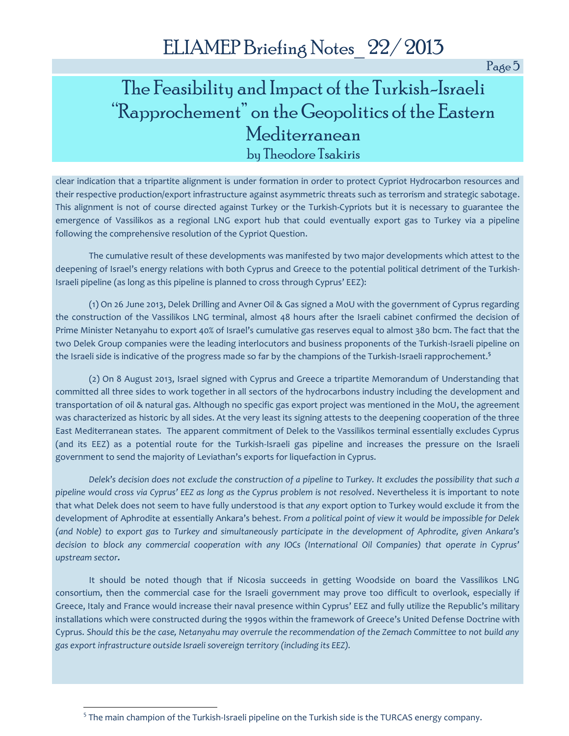clear indication that a tripartite alignment is under formation in order to protect Cypriot Hydrocarbon resources and their respective production/export infrastructure against asymmetric threats such as terrorism and strategic sabotage. This alignment is not of course directed against Turkey or the Turkish-Cypriots but it is necessary to guarantee the emergence of Vassilikos as a regional LNG export hub that could eventually export gas to Turkey via a pipeline following the comprehensive resolution of the Cypriot Question.

The cumulative result of these developments was manifested by two major developments which attest to the deepening of Israel's energy relations with both Cyprus and Greece to the potential political detriment of the Turkish-Israeli pipeline (as long as this pipeline is planned to cross through Cyprus' EEZ):

(1) On 26 June 2013, Delek Drilling and Avner Oil & Gas signed a MoU with the government of Cyprus regarding the construction of the Vassilikos LNG terminal, almost 48 hours after the Israeli cabinet confirmed the decision of Prime Minister Netanyahu to export 40% of Israel's cumulative gas reserves equal to almost 380 bcm. The fact that the two Delek Group companies were the leading interlocutors and business proponents of the Turkish-Israeli pipeline on the Israeli side is indicative of the progress made so far by the champions of the Turkish-Israeli rapprochement.[5]

(2) On 8 August 2013, Israel signed with Cyprus and Greece a tripartite Memorandum of Understanding that committed all three sides to work together in all sectors of the hydrocarbons industry including the development and transportation of oil & natural gas. Although no specific gas export project was mentioned in the MoU, the agreement was characterized as historic by all sides. At the very least its signing attests to the deepening cooperation of the three East Mediterranean states. The apparent commitment of Delek to the Vassilikos terminal essentially excludes Cyprus (and its EEZ) as a potential route for the Turkish-Israeli gas pipeline and increases the pressure on the Israeli government to send the majority of Leviathan's exports for liquefaction in Cyprus.

*Delek's decision does not exclude the construction of a pipeline to Turkey. It excludes the possibility that such a pipeline would cross via Cyprus' EEZ as long as the Cyprus problem is not resolved*. Nevertheless it is important to note that what Delek does not seem to have fully understood is that *any* export option to Turkey would exclude it from the development of Aphrodite at essentially Ankara's behest. *From a political point of view it would be impossible for Delek (and Noble) to export gas to Turkey and simultaneously participate in the development of Aphrodite, given Ankara's decision to block any commercial cooperation with any IOCs (International Oil Companies) that operate in Cyprus' upstream sector*.

It should be noted though that if Nicosia succeeds in getting Woodside on board the Vassilikos LNG consortium, then the commercial case for the Israeli government may prove too difficult to overlook, especially if Greece, Italy and France would increase their naval presence within Cyprus' EEZ and fully utilize the Republic's military installations which were constructed during the 1990s within the framework of Greece's United Defense Doctrine with Cyprus. *Should this be the case, Netanyahu may overrule the recommendation of the Zemach Committee to not build any gas export infrastructure outside Israeli sovereign territory (including its EEZ).*

---

[5] The main champion of the Turkish-Israeli pipeline on the Turkish side is the TURCAS energy company.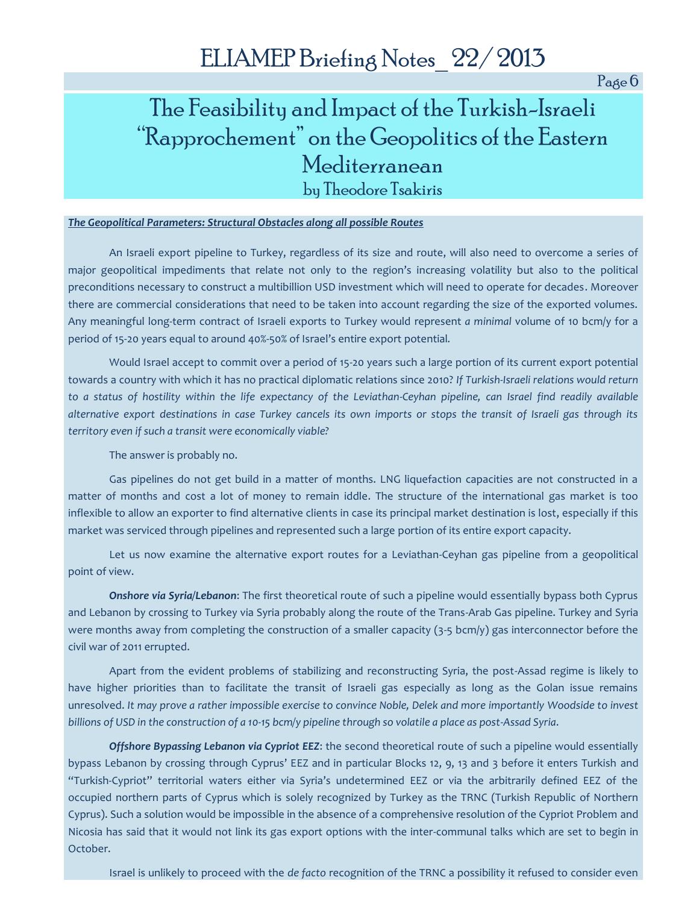# The Feasibility and Impact of the Turkish-Israeli "Rapprochement" on the Geopolitics of the Eastern Mediterranean

by Theodore Tsakiris

***The Geopolitical Parameters: Structural Obstacles along all possible Routes***

An Israeli export pipeline to Turkey, regardless of its size and route, will also need to overcome a series of major geopolitical impediments that relate not only to the region's increasing volatility but also to the political preconditions necessary to construct a multibillion USD investment which will need to operate for decades. Moreover there are commercial considerations that need to be taken into account regarding the size of the exported volumes. Any meaningful long-term contract of Israeli exports to Turkey would represent *a minimal* volume of 10 bcm/y for a period of 15-20 years equal to around 40%-50% of Israel's entire export potential.

Would Israel accept to commit over a period of 15-20 years such a large portion of its current export potential towards a country with which it has no practical diplomatic relations since 2010? *If Turkish-Israeli relations would return to a status of hostility within the life expectancy of the Leviathan-Ceyhan pipeline, can Israel find readily available alternative export destinations in case Turkey cancels its own imports or stops the transit of Israeli gas through its territory even if such a transit were economically viable?*

The answer is probably no.

Gas pipelines do not get build in a matter of months. LNG liquefaction capacities are not constructed in a matter of months and cost a lot of money to remain iddle. The structure of the international gas market is too inflexible to allow an exporter to find alternative clients in case its principal market destination is lost, especially if this market was serviced through pipelines and represented such a large portion of its entire export capacity.

Let us now examine the alternative export routes for a Leviathan-Ceyhan gas pipeline from a geopolitical point of view.

***Onshore via Syria/Lebanon***: The first theoretical route of such a pipeline would essentially bypass both Cyprus and Lebanon by crossing to Turkey via Syria probably along the route of the Trans-Arab Gas pipeline. Turkey and Syria were months away from completing the construction of a smaller capacity (3-5 bcm/y) gas interconnector before the civil war of 2011 errupted.

Apart from the evident problems of stabilizing and reconstructing Syria, the post-Assad regime is likely to have higher priorities than to facilitate the transit of Israeli gas especially as long as the Golan issue remains unresolved. *It may prove a rather impossible exercise to convince Noble, Delek and more importantly Woodside to invest billions of USD in the construction of a 10-15 bcm/y pipeline through so volatile a place as post-Assad Syria.*

***Offshore Bypassing Lebanon via Cypriot EEZ***: the second theoretical route of such a pipeline would essentially bypass Lebanon by crossing through Cyprus' EEZ and in particular Blocks 12, 9, 13 and 3 before it enters Turkish and "Turkish-Cypriot" territorial waters either via Syria's undetermined EEZ or via the arbitrarily defined EEZ of the occupied northern parts of Cyprus which is solely recognized by Turkey as the TRNC (Turkish Republic of Northern Cyprus). Such a solution would be impossible in the absence of a comprehensive resolution of the Cypriot Problem and Nicosia has said that it would not link its gas export options with the inter-communal talks which are set to begin in October.

Israel is unlikely to proceed with the *de facto* recognition of the TRNC a possibility it refused to consider even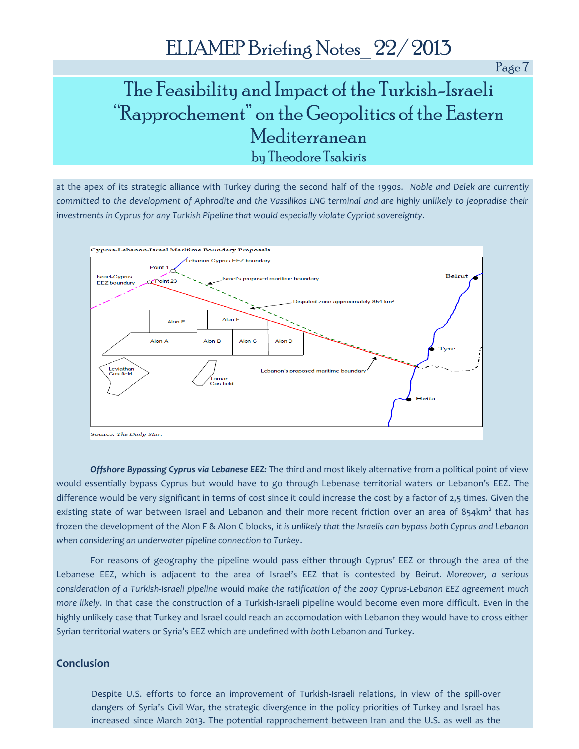at the apex of its strategic alliance with Turkey during the second half of the 1990s. *Noble and Delek are currently committed to the development of Aphrodite and the Vassilikos LNG terminal and are highly unlikely to jeopradise their investments in Cyprus for any Turkish Pipeline that would especially violate Cypriot sovereignty*.

**Cyprus-Lebanon-Israel Maritime Boundary Proposals**

Source: *The Daily Star*.

***Offshore Bypassing Cyprus via Lebanese EEZ:*** The third and most likely alternative from a political point of view would essentially bypass Cyprus but would have to go through Lebenase territorial waters or Lebanon's EEZ. The difference would be very significant in terms of cost since it could increase the cost by a factor of 2,5 times. Given the existing state of war between Israel and Lebanon and their more recent friction over an area of 854km² that has frozen the development of the Alon F & Alon C blocks, *it is unlikely that the Israelis can bypass both Cyprus and Lebanon when considering an underwater pipeline connection to Turkey*.

For reasons of geography the pipeline would pass either through Cyprus' EEZ or through the area of the Lebanese EEZ, which is adjacent to the area of Israel's EEZ that is contested by Beirut. *Moreover, a serious consideration of a Turkish-Israeli pipeline would make the ratification of the 2007 Cyprus-Lebanon EEZ agreement much more likely*. In that case the construction of a Turkish-Israeli pipeline would become even more difficult. Even in the highly unlikely case that Turkey and Israel could reach an accomodation with Lebanon they would have to cross either Syrian territorial waters or Syria's EEZ which are undefined with *both* Lebanon *and* Turkey.

## Conclusion

Despite U.S. efforts to force an improvement of Turkish-Israeli relations, in view of the spill-over dangers of Syria's Civil War, the strategic divergence in the policy priorities of Turkey and Israel has increased since March 2013. The potential rapprochement between Iran and the U.S. as well as the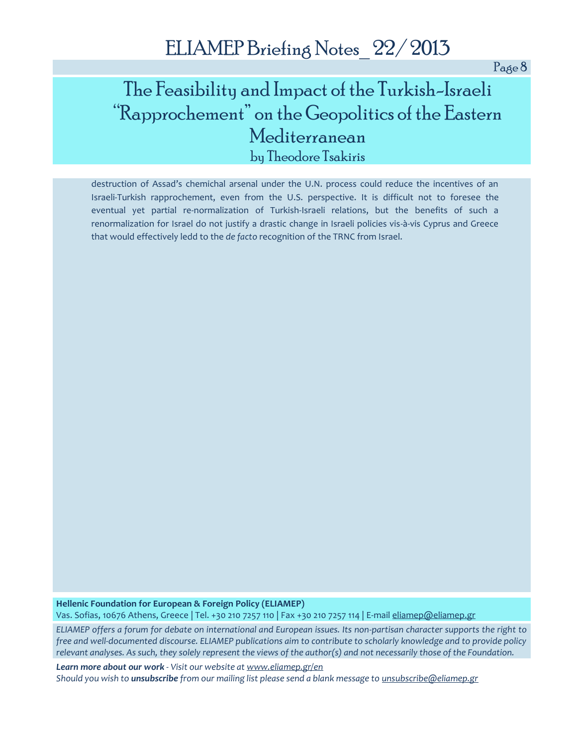destruction of Assad's chemichal arsenal under the U.N. process could reduce the incentives of an Israeli-Turkish rapprochement, even from the U.S. perspective. It is difficult not to foresee the eventual yet partial re-normalization of Turkish-Israeli relations, but the benefits of such a renormalization for Israel do not justify a drastic change in Israeli policies vis-à-vis Cyprus and Greece that would effectively ledd to the *de facto* recognition of the TRNC from Israel.

**Hellenic Foundation for European & Foreign Policy (ELIAMEP)**
Vas. Sofias, 10676 Athens, Greece | Tel. +30 210 7257 110 | Fax +30 210 7257 114 | E-mail eliamep@eliamep.gr

*ELIAMEP offers a forum for debate on international and European issues. Its non-partisan character supports the right to free and well-documented discourse. ELIAMEP publications aim to contribute to scholarly knowledge and to provide policy relevant analyses. As such, they solely represent the views of the author(s) and not necessarily those of the Foundation.*

***Learn more about our work*** *- Visit our website at www.eliamep.gr/en*
*Should you wish to* ***unsubscribe*** *from our mailing list please send a blank message to unsubscribe@eliamep.gr*